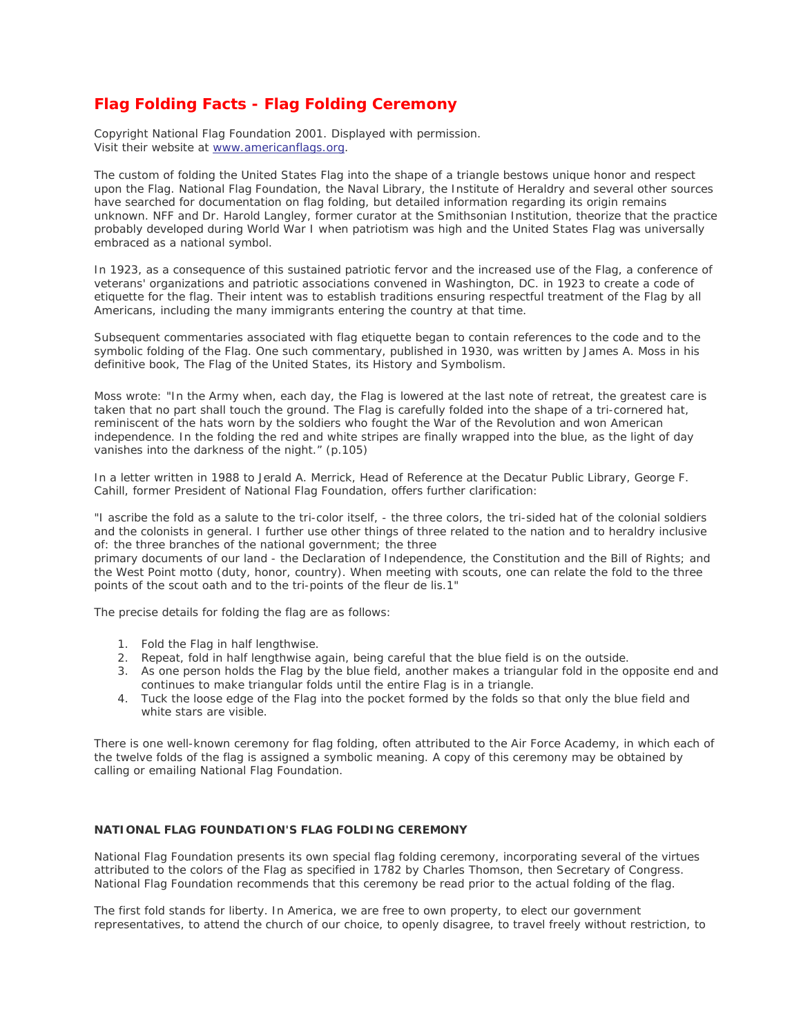# Flag Folding Facts - Flag Folding Ceremony

Copyright National Flag Foundation 2001. Displayed with permission.
Visit their website at www.americanflags.org.

The custom of folding the United States Flag into the shape of a triangle bestows unique honor and respect upon the Flag. National Flag Foundation, the Naval Library, the Institute of Heraldry and several other sources have searched for documentation on flag folding, but detailed information regarding its origin remains unknown. NFF and Dr. Harold Langley, former curator at the Smithsonian Institution, theorize that the practice probably developed during World War I when patriotism was high and the United States Flag was universally embraced as a national symbol.

In 1923, as a consequence of this sustained patriotic fervor and the increased use of the Flag, a conference of veterans' organizations and patriotic associations convened in Washington, DC. in 1923 to create a code of etiquette for the flag. Their intent was to establish traditions ensuring respectful treatment of the Flag by all Americans, including the many immigrants entering the country at that time.

Subsequent commentaries associated with flag etiquette began to contain references to the code and to the symbolic folding of the Flag. One such commentary, published in 1930, was written by James A. Moss in his definitive book, The Flag of the United States, its History and Symbolism.

Moss wrote: "In the Army when, each day, the Flag is lowered at the last note of retreat, the greatest care is taken that no part shall touch the ground. The Flag is carefully folded into the shape of a tri-cornered hat, reminiscent of the hats worn by the soldiers who fought the War of the Revolution and won American independence. In the folding the red and white stripes are finally wrapped into the blue, as the light of day vanishes into the darkness of the night." (p.105)

In a letter written in 1988 to Jerald A. Merrick, Head of Reference at the Decatur Public Library, George F. Cahill, former President of National Flag Foundation, offers further clarification:

"I ascribe the fold as a salute to the tri-color itself, - the three colors, the tri-sided hat of the colonial soldiers and the colonists in general. I further use other things of three related to the nation and to heraldry inclusive of: the three branches of the national government; the three primary documents of our land - the Declaration of Independence, the Constitution and the Bill of Rights; and the West Point motto (duty, honor, country). When meeting with scouts, one can relate the fold to the three points of the scout oath and to the tri-points of the fleur de lis.[1]"

The precise details for folding the flag are as follows:

1. Fold the Flag in half lengthwise.
2. Repeat, fold in half lengthwise again, being careful that the blue field is on the outside.
3. As one person holds the Flag by the blue field, another makes a triangular fold in the opposite end and continues to make triangular folds until the entire Flag is in a triangle.
4. Tuck the loose edge of the Flag into the pocket formed by the folds so that only the blue field and white stars are visible.

There is one well-known ceremony for flag folding, often attributed to the Air Force Academy, in which each of the twelve folds of the flag is assigned a symbolic meaning. A copy of this ceremony may be obtained by calling or emailing National Flag Foundation.

### NATIONAL FLAG FOUNDATION'S FLAG FOLDING CEREMONY

National Flag Foundation presents its own special flag folding ceremony, incorporating several of the virtues attributed to the colors of the Flag as specified in 1782 by Charles Thomson, then Secretary of Congress. National Flag Foundation recommends that this ceremony be read prior to the actual folding of the flag.

The first fold stands for liberty. In America, we are free to own property, to elect our government representatives, to attend the church of our choice, to openly disagree, to travel freely without restriction, to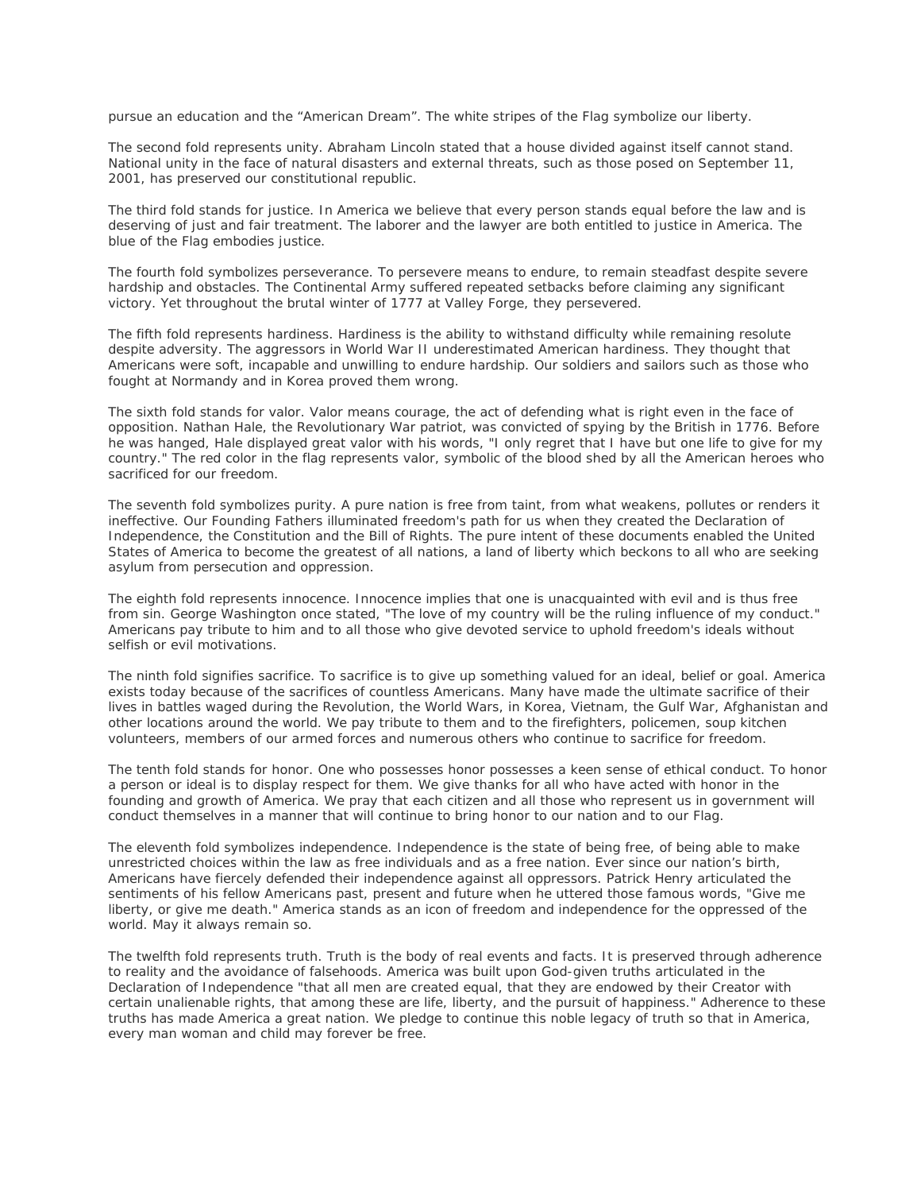pursue an education and the "American Dream". The white stripes of the Flag symbolize our liberty.

The second fold represents unity. Abraham Lincoln stated that a house divided against itself cannot stand. National unity in the face of natural disasters and external threats, such as those posed on September 11, 2001, has preserved our constitutional republic.

The third fold stands for justice. In America we believe that every person stands equal before the law and is deserving of just and fair treatment. The laborer and the lawyer are both entitled to justice in America. The blue of the Flag embodies justice.

The fourth fold symbolizes perseverance. To persevere means to endure, to remain steadfast despite severe hardship and obstacles. The Continental Army suffered repeated setbacks before claiming any significant victory. Yet throughout the brutal winter of 1777 at Valley Forge, they persevered.

The fifth fold represents hardiness. Hardiness is the ability to withstand difficulty while remaining resolute despite adversity. The aggressors in World War II underestimated American hardiness. They thought that Americans were soft, incapable and unwilling to endure hardship. Our soldiers and sailors such as those who fought at Normandy and in Korea proved them wrong.

The sixth fold stands for valor. Valor means courage, the act of defending what is right even in the face of opposition. Nathan Hale, the Revolutionary War patriot, was convicted of spying by the British in 1776. Before he was hanged, Hale displayed great valor with his words, "I only regret that I have but one life to give for my country." The red color in the flag represents valor, symbolic of the blood shed by all the American heroes who sacrificed for our freedom.

The seventh fold symbolizes purity. A pure nation is free from taint, from what weakens, pollutes or renders it ineffective. Our Founding Fathers illuminated freedom's path for us when they created the Declaration of Independence, the Constitution and the Bill of Rights. The pure intent of these documents enabled the United States of America to become the greatest of all nations, a land of liberty which beckons to all who are seeking asylum from persecution and oppression.

The eighth fold represents innocence. Innocence implies that one is unacquainted with evil and is thus free from sin. George Washington once stated, "The love of my country will be the ruling influence of my conduct." Americans pay tribute to him and to all those who give devoted service to uphold freedom's ideals without selfish or evil motivations.

The ninth fold signifies sacrifice. To sacrifice is to give up something valued for an ideal, belief or goal. America exists today because of the sacrifices of countless Americans. Many have made the ultimate sacrifice of their lives in battles waged during the Revolution, the World Wars, in Korea, Vietnam, the Gulf War, Afghanistan and other locations around the world. We pay tribute to them and to the firefighters, policemen, soup kitchen volunteers, members of our armed forces and numerous others who continue to sacrifice for freedom.

The tenth fold stands for honor. One who possesses honor possesses a keen sense of ethical conduct. To honor a person or ideal is to display respect for them. We give thanks for all who have acted with honor in the founding and growth of America. We pray that each citizen and all those who represent us in government will conduct themselves in a manner that will continue to bring honor to our nation and to our Flag.

The eleventh fold symbolizes independence. Independence is the state of being free, of being able to make unrestricted choices within the law as free individuals and as a free nation. Ever since our nation's birth, Americans have fiercely defended their independence against all oppressors. Patrick Henry articulated the sentiments of his fellow Americans past, present and future when he uttered those famous words, "Give me liberty, or give me death." America stands as an icon of freedom and independence for the oppressed of the world. May it always remain so.

The twelfth fold represents truth. Truth is the body of real events and facts. It is preserved through adherence to reality and the avoidance of falsehoods. America was built upon God-given truths articulated in the Declaration of Independence "that all men are created equal, that they are endowed by their Creator with certain unalienable rights, that among these are life, liberty, and the pursuit of happiness." Adherence to these truths has made America a great nation. We pledge to continue this noble legacy of truth so that in America, every man woman and child may forever be free.